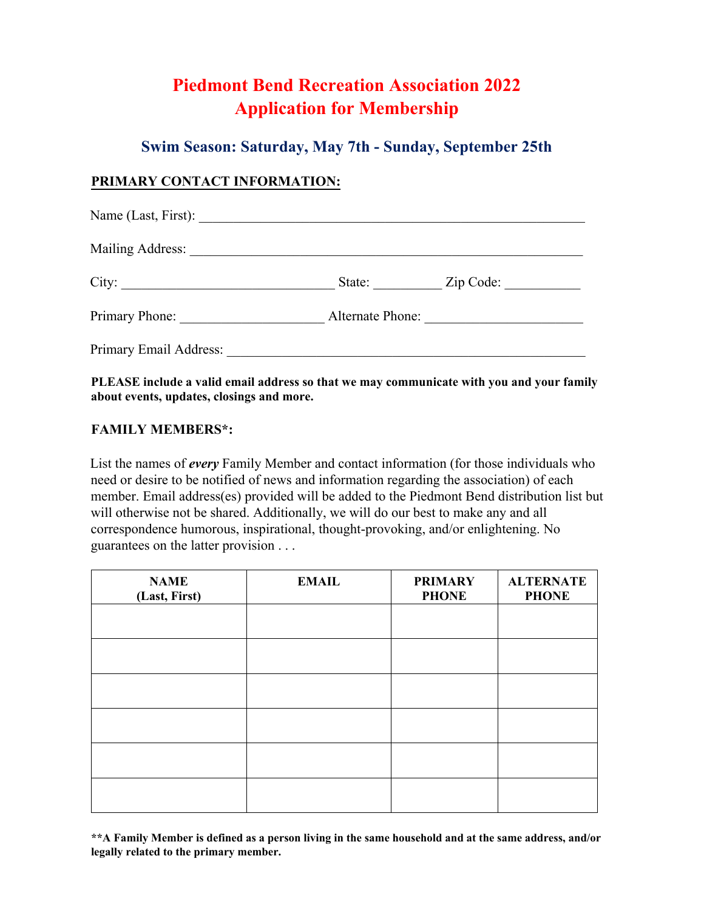# Piedmont Bend Recreation Association 2022
# Application for Membership

## Swim Season: Saturday, May 7th - Sunday, September 25th

**PRIMARY CONTACT INFORMATION:**

Name (Last, First): ____________________________________________________________

Mailing Address: ____________________________________________________________

City: ________________________________ State: __________ Zip Code: ___________

Primary Phone: _____________________ Alternate Phone: ______________________

Primary Email Address: ____________________________________________________

**PLEASE include a valid email address so that we may communicate with you and your family about events, updates, closings and more.**

**FAMILY MEMBERS*:**

List the names of ***every*** Family Member and contact information (for those individuals who need or desire to be notified of news and information regarding the association) of each member. Email address(es) provided will be added to the Piedmont Bend distribution list but will otherwise not be shared. Additionally, we will do our best to make any and all correspondence humorous, inspirational, thought-provoking, and/or enlightening. No guarantees on the latter provision . . .

| NAME (Last, First) | EMAIL | PRIMARY PHONE | ALTERNATE PHONE |
|---|---|---|---|
| | | | |
| | | | |
| | | | |
| | | | |
| | | | |
| | | | |

**\*\*A Family Member is defined as a person living in the same household and at the same address, and/or legally related to the primary member.**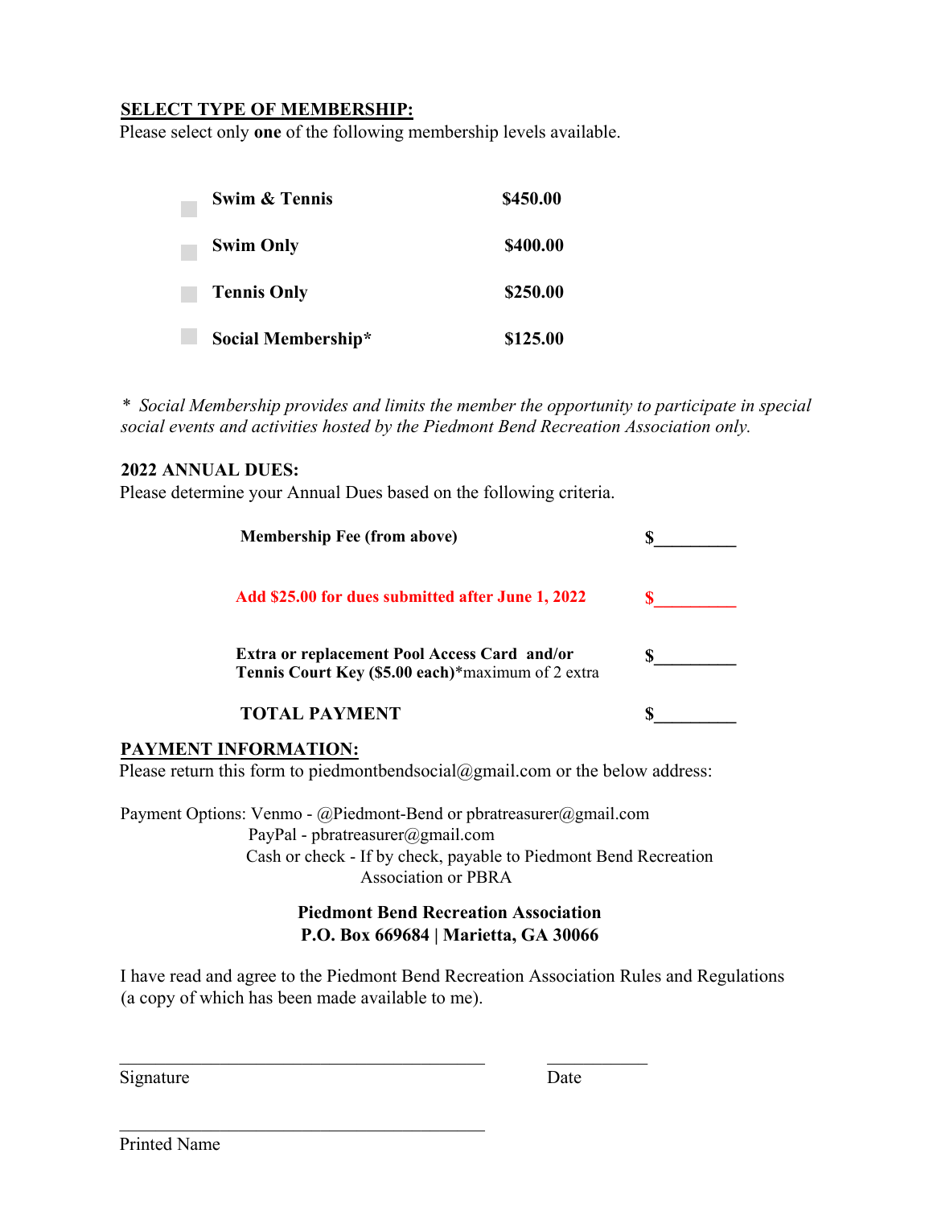## SELECT TYPE OF MEMBERSHIP:

Please select only **one** of the following membership levels available.

| | | |
|---|---|---|
| ☐ | **Swim & Tennis** | **$450.00** |
| ☐ | **Swim Only** | **$400.00** |
| ☐ | **Tennis Only** | **$250.00** |
| ☐ | **Social Membership*** | **$125.00** |

*\* Social Membership provides and limits the member the opportunity to participate in special social events and activities hosted by the Piedmont Bend Recreation Association only.*

**2022 ANNUAL DUES:**

Please determine your Annual Dues based on the following criteria.

| | |
|---|---|
| **Membership Fee (from above)** | **$_________** |
| **Add $25.00 for dues submitted after June 1, 2022** | **$_________** |
| **Extra or replacement Pool Access Card and/or Tennis Court Key ($5.00 each)***maximum of 2 extra | **$_________** |
| **TOTAL PAYMENT** | **$_________** |

## PAYMENT INFORMATION:

Please return this form to piedmontbendsocial@gmail.com or the below address:

Payment Options: Venmo - @Piedmont-Bend or pbratreasurer@gmail.com
PayPal - pbratreasurer@gmail.com
Cash or check - If by check, payable to Piedmont Bend Recreation Association or PBRA

**Piedmont Bend Recreation Association**
**P.O. Box 669684 | Marietta, GA 30066**

I have read and agree to the Piedmont Bend Recreation Association Rules and Regulations (a copy of which has been made available to me).

_______________________________________ ____________

Signature Date

_______________________________________

Printed Name